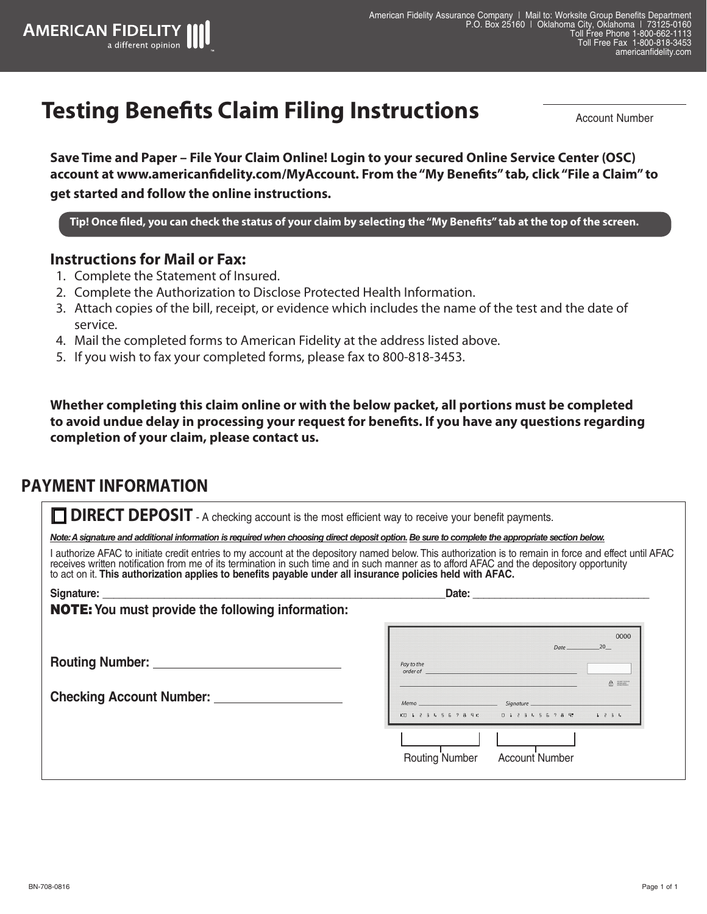AMERICAN FIDELITY
a different opinion

American Fidelity Assurance Company | Mail to: Worksite Group Benefits Department
P.O. Box 25160 | Oklahoma City, Oklahoma | 73125-0160
Toll Free Phone 1-800-662-1113
Toll Free Fax 1-800-818-3453
americanfidelity.com

# Testing Benefits Claim Filing Instructions

Account Number: ____________________

**Save Time and Paper – File Your Claim Online! Login to your secured Online Service Center (OSC) account at www.americanfidelity.com/MyAccount. From the "My Benefits" tab, click "File a Claim" to get started and follow the online instructions.**

**Tip! Once filed, you can check the status of your claim by selecting the "My Benefits" tab at the top of the screen.**

### Instructions for Mail or Fax:

1. Complete the Statement of Insured.
2. Complete the Authorization to Disclose Protected Health Information.
3. Attach copies of the bill, receipt, or evidence which includes the name of the test and the date of service.
4. Mail the completed forms to American Fidelity at the address listed above.
5. If you wish to fax your completed forms, please fax to 800-818-3453.

**Whether completing this claim online or with the below packet, all portions must be completed to avoid undue delay in processing your request for benefits. If you have any questions regarding completion of your claim, please contact us.**

## PAYMENT INFORMATION

☐ **DIRECT DEPOSIT** - A checking account is the most efficient way to receive your benefit payments.

***Note: A signature and additional information is required when choosing direct deposit option. Be sure to complete the appropriate section below.***

I authorize AFAC to initiate credit entries to my account at the depository named below. This authorization is to remain in force and effect until AFAC receives written notification from me of its termination in such time and in such manner as to afford AFAC and the depository opportunity to act on it. **This authorization applies to benefits payable under all insurance policies held with AFAC.**

**Signature:** ______________________________ **Date:** ____________________

**NOTE: You must provide the following information:**

**Routing Number:** ____________________

**Checking Account Number:** ____________________

Routing Number | Account Number

BN-708-0816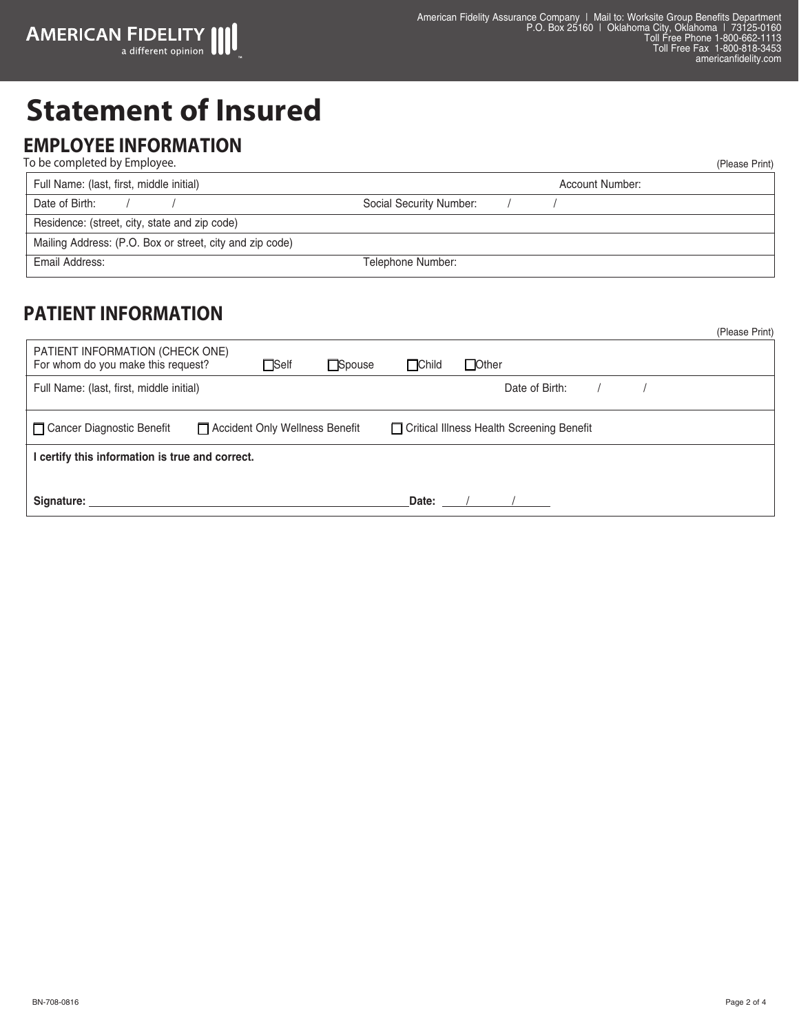AMERICAN FIDELITY
a different opinion

American Fidelity Assurance Company | Mail to: Worksite Group Benefits Department
P.O. Box 25160 | Oklahoma City, Oklahoma | 73125-0160
Toll Free Phone 1-800-662-1113
Toll Free Fax 1-800-818-3453
americanfidelity.com

# Statement of Insured

## EMPLOYEE INFORMATION

To be completed by Employee.

(Please Print)

| Full Name: (last, first, middle initial) | Account Number: |
|---|---|
| Date of Birth: / / | Social Security Number: / / |
| Residence: (street, city, state and zip code) | |
| Mailing Address: (P.O. Box or street, city and zip code) | |
| Email Address: | Telephone Number: |

## PATIENT INFORMATION

(Please Print)

| PATIENT INFORMATION (CHECK ONE) For whom do you make this request? ☐ Self ☐ Spouse ☐ Child ☐ Other | |
|---|---|
| Full Name: (last, first, middle initial) | Date of Birth: / / |
| ☐ Cancer Diagnostic Benefit ☐ Accident Only Wellness Benefit ☐ Critical Illness Health Screening Benefit | |

**I certify this information is true and correct.**

**Signature:** ______________________________ **Date:** ____/____/____

BN-708-0816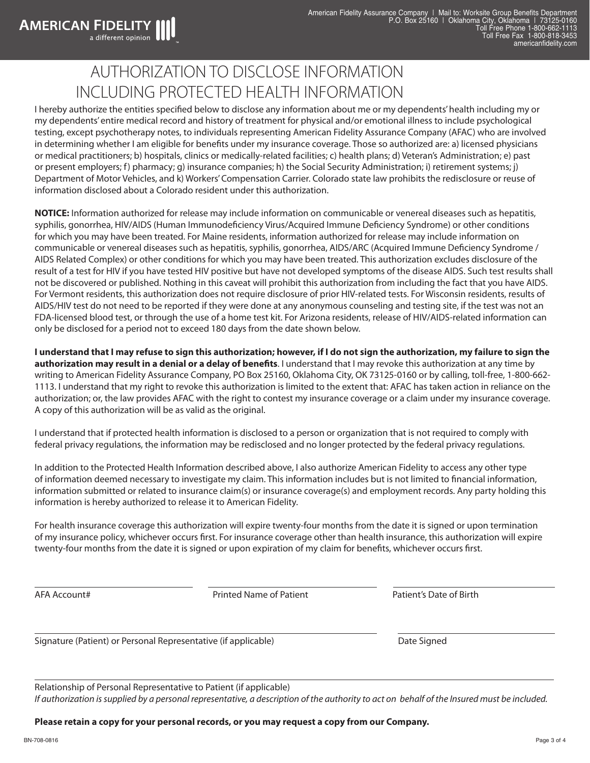**AMERICAN FIDELITY** a different opinion

American Fidelity Assurance Company | Mail to: Worksite Group Benefits Department
P.O. Box 25160 | Oklahoma City, Oklahoma | 73125-0160
Toll Free Phone 1-800-662-1113
Toll Free Fax 1-800-818-3453
americanfidelity.com

# AUTHORIZATION TO DISCLOSE INFORMATION INCLUDING PROTECTED HEALTH INFORMATION

I hereby authorize the entities specified below to disclose any information about me or my dependents' health including my or my dependents' entire medical record and history of treatment for physical and/or emotional illness to include psychological testing, except psychotherapy notes, to individuals representing American Fidelity Assurance Company (AFAC) who are involved in determining whether I am eligible for benefits under my insurance coverage. Those so authorized are: a) licensed physicians or medical practitioners; b) hospitals, clinics or medically-related facilities; c) health plans; d) Veteran's Administration; e) past or present employers; f) pharmacy; g) insurance companies; h) the Social Security Administration; i) retirement systems; j) Department of Motor Vehicles, and k) Workers' Compensation Carrier. Colorado state law prohibits the redisclosure or reuse of information disclosed about a Colorado resident under this authorization.

**NOTICE:** Information authorized for release may include information on communicable or venereal diseases such as hepatitis, syphilis, gonorrhea, HIV/AIDS (Human Immunodeficiency Virus/Acquired Immune Deficiency Syndrome) or other conditions for which you may have been treated. For Maine residents, information authorized for release may include information on communicable or venereal diseases such as hepatitis, syphilis, gonorrhea, AIDS/ARC (Acquired Immune Deficiency Syndrome / AIDS Related Complex) or other conditions for which you may have been treated. This authorization excludes disclosure of the result of a test for HIV if you have tested HIV positive but have not developed symptoms of the disease AIDS. Such test results shall not be discovered or published. Nothing in this caveat will prohibit this authorization from including the fact that you have AIDS. For Vermont residents, this authorization does not require disclosure of prior HIV-related tests. For Wisconsin residents, results of AIDS/HIV test do not need to be reported if they were done at any anonymous counseling and testing site, if the test was not an FDA-licensed blood test, or through the use of a home test kit. For Arizona residents, release of HIV/AIDS-related information can only be disclosed for a period not to exceed 180 days from the date shown below.

**I understand that I may refuse to sign this authorization; however, if I do not sign the authorization, my failure to sign the authorization may result in a denial or a delay of benefits**. I understand that I may revoke this authorization at any time by writing to American Fidelity Assurance Company, PO Box 25160, Oklahoma City, OK 73125-0160 or by calling, toll-free, 1-800-662-1113. I understand that my right to revoke this authorization is limited to the extent that: AFAC has taken action in reliance on the authorization; or, the law provides AFAC with the right to contest my insurance coverage or a claim under my insurance coverage. A copy of this authorization will be as valid as the original.

I understand that if protected health information is disclosed to a person or organization that is not required to comply with federal privacy regulations, the information may be redisclosed and no longer protected by the federal privacy regulations.

In addition to the Protected Health Information described above, I also authorize American Fidelity to access any other type of information deemed necessary to investigate my claim. This information includes but is not limited to financial information, information submitted or related to insurance claim(s) or insurance coverage(s) and employment records. Any party holding this information is hereby authorized to release it to American Fidelity.

For health insurance coverage this authorization will expire twenty-four months from the date it is signed or upon termination of my insurance policy, whichever occurs first. For insurance coverage other than health insurance, this authorization will expire twenty-four months from the date it is signed or upon expiration of my claim for benefits, whichever occurs first.

______________________ AFA Account#

______________________ Printed Name of Patient

______________________ Patient's Date of Birth

______________________ Signature (Patient) or Personal Representative (if applicable)

______________________ Date Signed

______________________ Relationship of Personal Representative to Patient (if applicable)

*If authorization is supplied by a personal representative, a description of the authority to act on behalf of the Insured must be included.*

**Please retain a copy for your personal records, or you may request a copy from our Company.**

BN-708-0816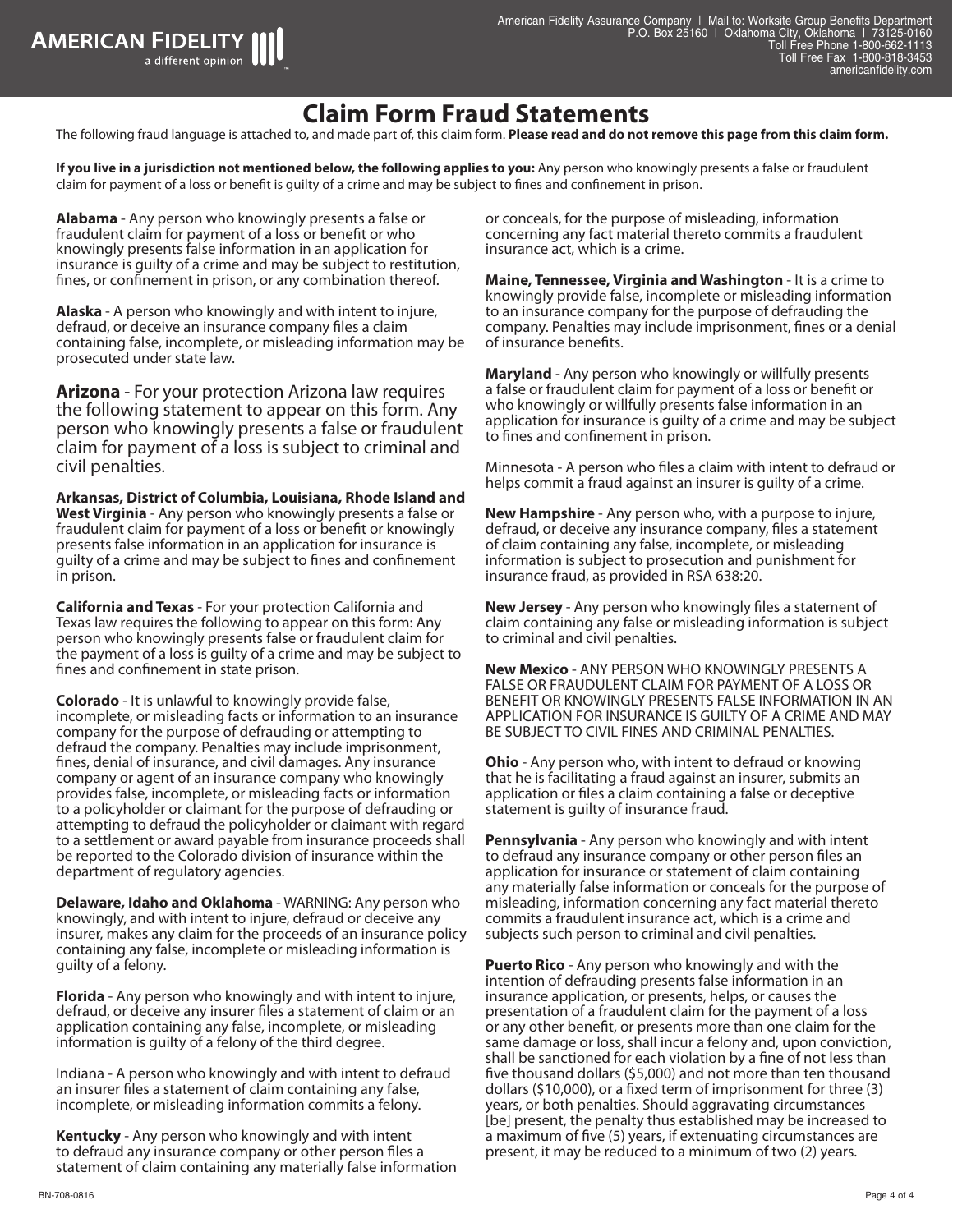American Fidelity Assurance Company | Mail to: Worksite Group Benefits Department
P.O. Box 25160 | Oklahoma City, Oklahoma | 73125-0160
Toll Free Phone 1-800-662-1113
Toll Free Fax 1-800-818-3453
americanfidelity.com

# Claim Form Fraud Statements

The following fraud language is attached to, and made part of, this claim form. **Please read and do not remove this page from this claim form.**

**If you live in a jurisdiction not mentioned below, the following applies to you:** Any person who knowingly presents a false or fraudulent claim for payment of a loss or benefit is guilty of a crime and may be subject to fines and confinement in prison.

**Alabama** - Any person who knowingly presents a false or fraudulent claim for payment of a loss or benefit or who knowingly presents false information in an application for insurance is guilty of a crime and may be subject to restitution, fines, or confinement in prison, or any combination thereof.

**Alaska** - A person who knowingly and with intent to injure, defraud, or deceive an insurance company files a claim containing false, incomplete, or misleading information may be prosecuted under state law.

**Arizona** - For your protection Arizona law requires the following statement to appear on this form. Any person who knowingly presents a false or fraudulent claim for payment of a loss is subject to criminal and civil penalties.

**Arkansas, District of Columbia, Louisiana, Rhode Island and West Virginia** - Any person who knowingly presents a false or fraudulent claim for payment of a loss or benefit or knowingly presents false information in an application for insurance is guilty of a crime and may be subject to fines and confinement in prison.

**California and Texas** - For your protection California and Texas law requires the following to appear on this form: Any person who knowingly presents false or fraudulent claim for the payment of a loss is guilty of a crime and may be subject to fines and confinement in state prison.

**Colorado** - It is unlawful to knowingly provide false, incomplete, or misleading facts or information to an insurance company for the purpose of defrauding or attempting to defraud the company. Penalties may include imprisonment, fines, denial of insurance, and civil damages. Any insurance company or agent of an insurance company who knowingly provides false, incomplete, or misleading facts or information to a policyholder or claimant for the purpose of defrauding or attempting to defraud the policyholder or claimant with regard to a settlement or award payable from insurance proceeds shall be reported to the Colorado division of insurance within the department of regulatory agencies.

**Delaware, Idaho and Oklahoma** - WARNING: Any person who knowingly, and with intent to injure, defraud or deceive any insurer, makes any claim for the proceeds of an insurance policy containing any false, incomplete or misleading information is guilty of a felony.

**Florida** - Any person who knowingly and with intent to injure, defraud, or deceive any insurer files a statement of claim or an application containing any false, incomplete, or misleading information is guilty of a felony of the third degree.

Indiana - A person who knowingly and with intent to defraud an insurer files a statement of claim containing any false, incomplete, or misleading information commits a felony.

**Kentucky** - Any person who knowingly and with intent to defraud any insurance company or other person files a statement of claim containing any materially false information or conceals, for the purpose of misleading, information concerning any fact material thereto commits a fraudulent insurance act, which is a crime.

**Maine, Tennessee, Virginia and Washington** - It is a crime to knowingly provide false, incomplete or misleading information to an insurance company for the purpose of defrauding the company. Penalties may include imprisonment, fines or a denial of insurance benefits.

**Maryland** - Any person who knowingly or willfully presents a false or fraudulent claim for payment of a loss or benefit or who knowingly or willfully presents false information in an application for insurance is guilty of a crime and may be subject to fines and confinement in prison.

Minnesota - A person who files a claim with intent to defraud or helps commit a fraud against an insurer is guilty of a crime.

**New Hampshire** - Any person who, with a purpose to injure, defraud, or deceive any insurance company, files a statement of claim containing any false, incomplete, or misleading information is subject to prosecution and punishment for insurance fraud, as provided in RSA 638:20.

**New Jersey** - Any person who knowingly files a statement of claim containing any false or misleading information is subject to criminal and civil penalties.

**New Mexico** - ANY PERSON WHO KNOWINGLY PRESENTS A FALSE OR FRAUDULENT CLAIM FOR PAYMENT OF A LOSS OR BENEFIT OR KNOWINGLY PRESENTS FALSE INFORMATION IN AN APPLICATION FOR INSURANCE IS GUILTY OF A CRIME AND MAY BE SUBJECT TO CIVIL FINES AND CRIMINAL PENALTIES.

**Ohio** - Any person who, with intent to defraud or knowing that he is facilitating a fraud against an insurer, submits an application or files a claim containing a false or deceptive statement is guilty of insurance fraud.

**Pennsylvania** - Any person who knowingly and with intent to defraud any insurance company or other person files an application for insurance or statement of claim containing any materially false information or conceals for the purpose of misleading, information concerning any fact material thereto commits a fraudulent insurance act, which is a crime and subjects such person to criminal and civil penalties.

**Puerto Rico** - Any person who knowingly and with the intention of defrauding presents false information in an insurance application, or presents, helps, or causes the presentation of a fraudulent claim for the payment of a loss or any other benefit, or presents more than one claim for the same damage or loss, shall incur a felony and, upon conviction, shall be sanctioned for each violation by a fine of not less than five thousand dollars ($5,000) and not more than ten thousand dollars ($10,000), or a fixed term of imprisonment for three (3) years, or both penalties. Should aggravating circumstances [be] present, the penalty thus established may be increased to a maximum of five (5) years, if extenuating circumstances are present, it may be reduced to a minimum of two (2) years.

BN-708-0816